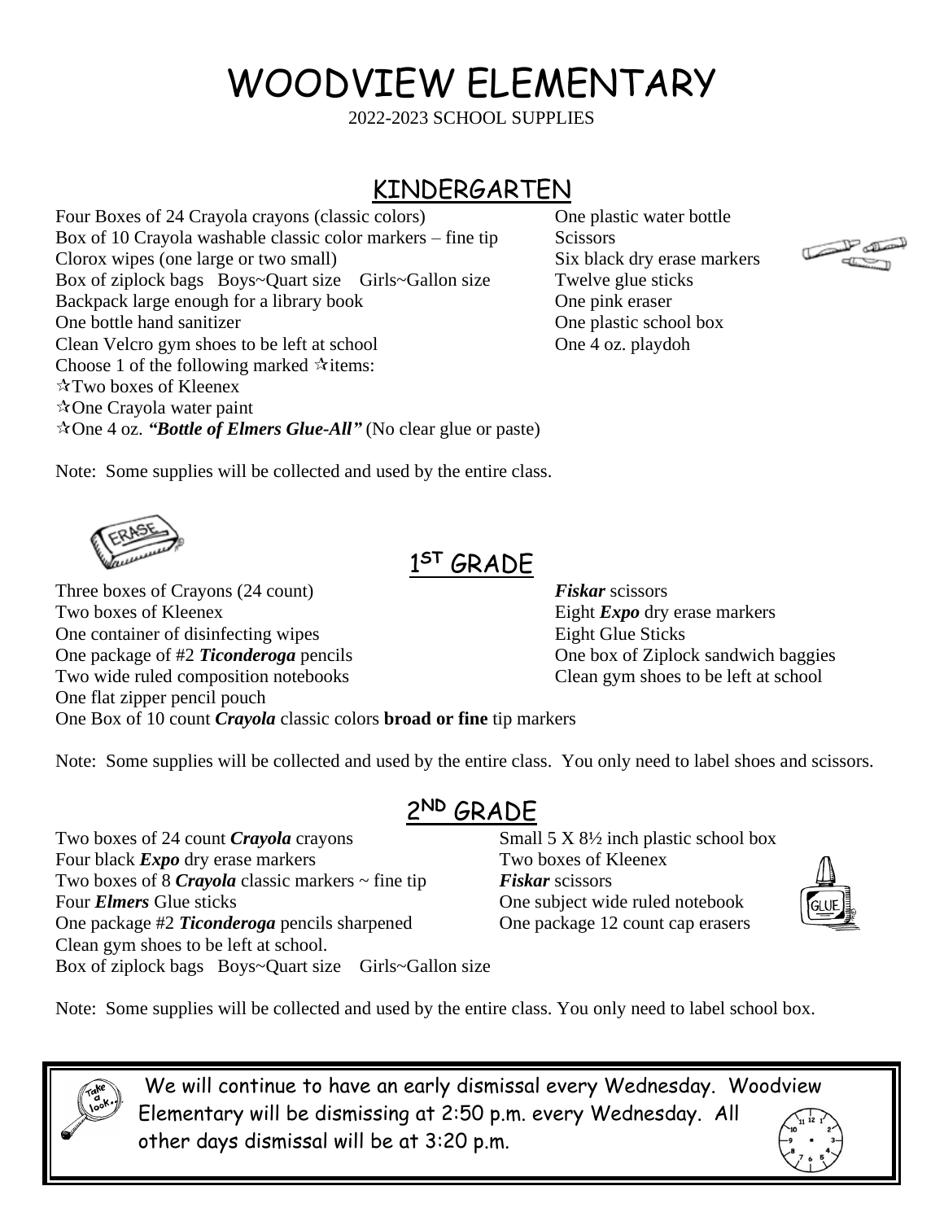# WOODVIEW ELEMENTARY

2022-2023 SCHOOL SUPPLIES

## KINDERGARTEN

Four Boxes of 24 Crayola crayons (classic colors)
Box of 10 Crayola washable classic color markers – fine tip
Clorox wipes (one large or two small)
Box of ziplock bags Boys~Quart size Girls~Gallon size
Backpack large enough for a library book
One bottle hand sanitizer
Clean Velcro gym shoes to be left at school
Choose 1 of the following marked ☆items:
☆Two boxes of Kleenex
☆One Crayola water paint
☆One 4 oz. ***"Bottle of Elmers Glue-All"*** (No clear glue or paste)

One plastic water bottle
Scissors
Six black dry erase markers
Twelve glue sticks
One pink eraser
One plastic school box
One 4 oz. playdoh

Note: Some supplies will be collected and used by the entire class.

## 1ST GRADE

Three boxes of Crayons (24 count)
Two boxes of Kleenex
One container of disinfecting wipes
One package of #2 ***Ticonderoga*** pencils
Two wide ruled composition notebooks
One flat zipper pencil pouch
One Box of 10 count ***Crayola*** classic colors **broad or fine** tip markers

***Fiskar*** scissors
Eight ***Expo*** dry erase markers
Eight Glue Sticks
One box of Ziplock sandwich baggies
Clean gym shoes to be left at school

Note: Some supplies will be collected and used by the entire class. You only need to label shoes and scissors.

## 2ND GRADE

Two boxes of 24 count ***Crayola*** crayons
Four black ***Expo*** dry erase markers
Two boxes of 8 ***Crayola*** classic markers ~ fine tip
Four ***Elmers*** Glue sticks
One package #2 ***Ticonderoga*** pencils sharpened
Clean gym shoes to be left at school.
Box of ziplock bags Boys~Quart size Girls~Gallon size

Small 5 X 8½ inch plastic school box
Two boxes of Kleenex
***Fiskar*** scissors
One subject wide ruled notebook
One package 12 count cap erasers

Note: Some supplies will be collected and used by the entire class. You only need to label school box.

We will continue to have an early dismissal every Wednesday. Woodview Elementary will be dismissing at 2:50 p.m. every Wednesday. All other days dismissal will be at 3:20 p.m.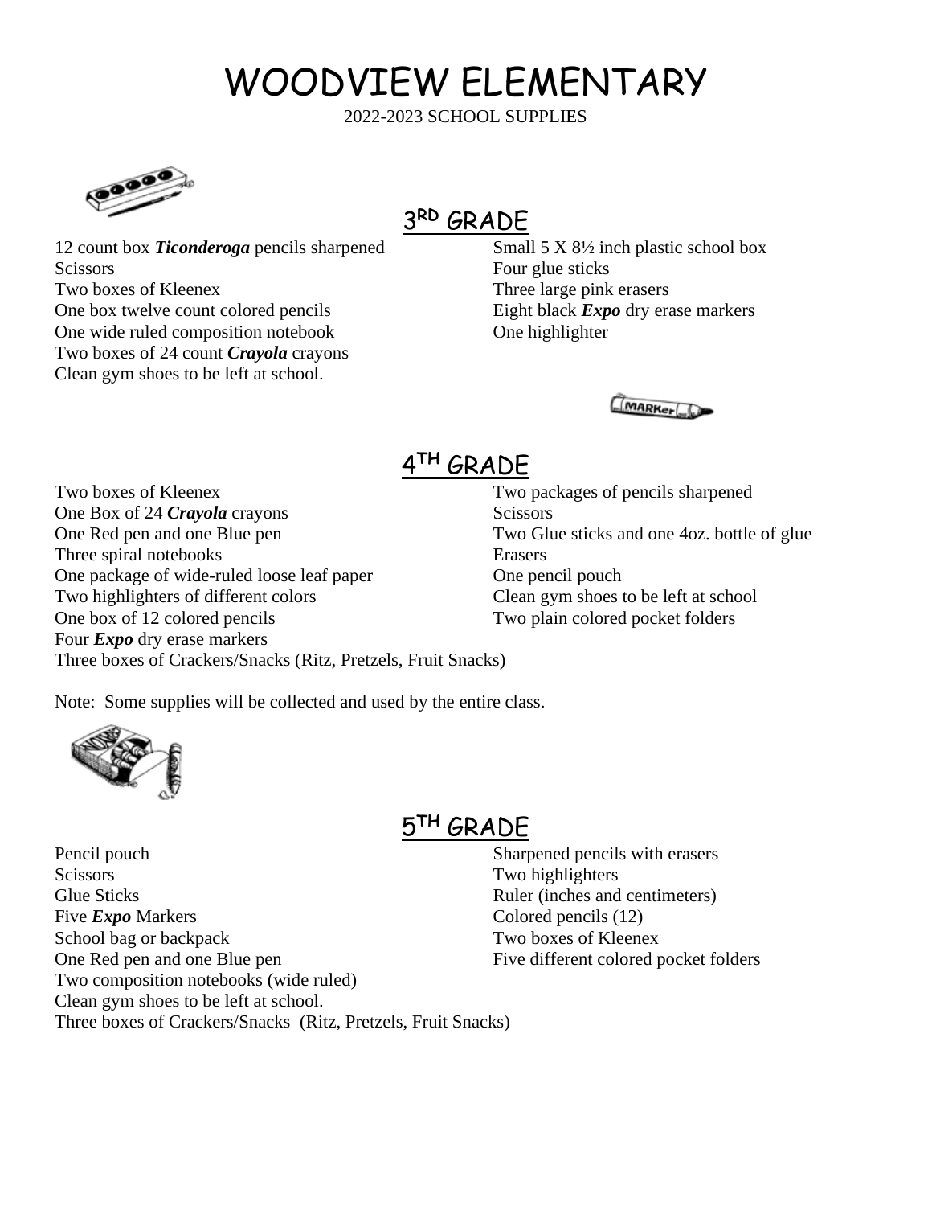# WOODVIEW ELEMENTARY

2022-2023 SCHOOL SUPPLIES

## 3[RD] GRADE

12 count box ***Ticonderoga*** pencils sharpened
Scissors
Two boxes of Kleenex
One box twelve count colored pencils
One wide ruled composition notebook
Two boxes of 24 count ***Crayola*** crayons
Clean gym shoes to be left at school.

Small 5 X 8½ inch plastic school box
Four glue sticks
Three large pink erasers
Eight black ***Expo*** dry erase markers
One highlighter

## 4[TH] GRADE

Two boxes of Kleenex
One Box of 24 ***Crayola*** crayons
One Red pen and one Blue pen
Three spiral notebooks
One package of wide-ruled loose leaf paper
Two highlighters of different colors
One box of 12 colored pencils
Four ***Expo*** dry erase markers
Three boxes of Crackers/Snacks (Ritz, Pretzels, Fruit Snacks)

Two packages of pencils sharpened
Scissors
Two Glue sticks and one 4oz. bottle of glue
Erasers
One pencil pouch
Clean gym shoes to be left at school
Two plain colored pocket folders

Note: Some supplies will be collected and used by the entire class.

## 5[TH] GRADE

Pencil pouch
Scissors
Glue Sticks
Five ***Expo*** Markers
School bag or backpack
One Red pen and one Blue pen
Two composition notebooks (wide ruled)
Clean gym shoes to be left at school.
Three boxes of Crackers/Snacks (Ritz, Pretzels, Fruit Snacks)

Sharpened pencils with erasers
Two highlighters
Ruler (inches and centimeters)
Colored pencils (12)
Two boxes of Kleenex
Five different colored pocket folders